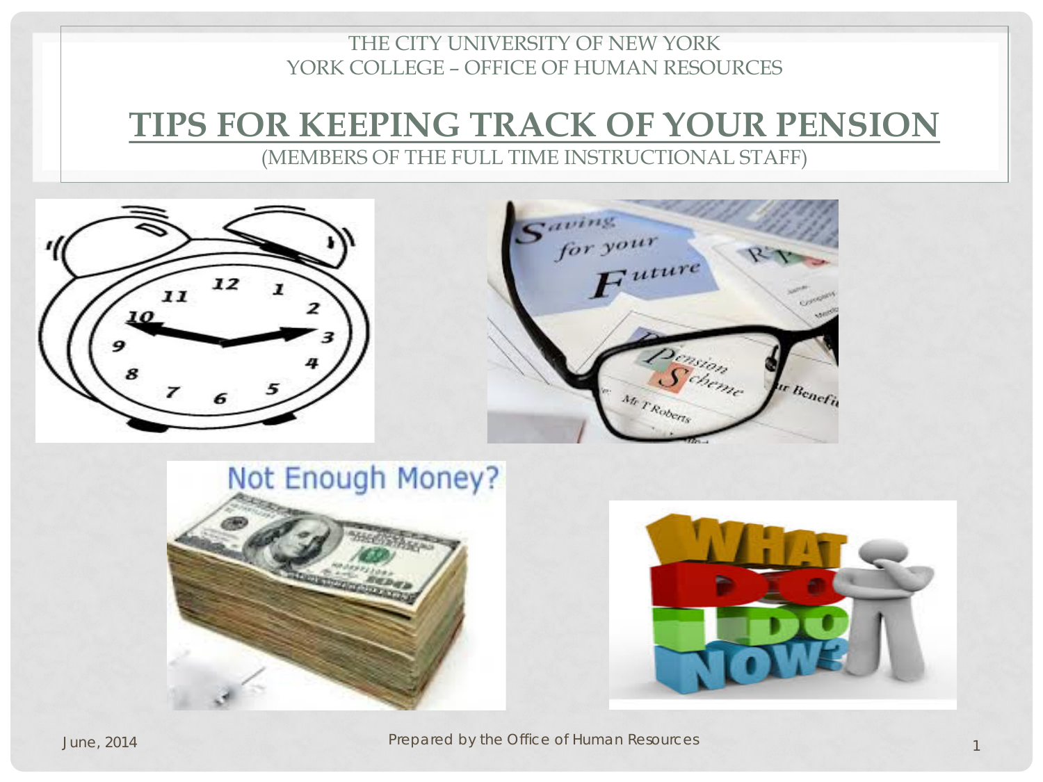THE CITY UNIVERSITY OF NEW YORK
YORK COLLEGE – OFFICE OF HUMAN RESOURCES

# TIPS FOR KEEPING TRACK OF YOUR PENSION

(MEMBERS OF THE FULL TIME INSTRUCTIONAL STAFF)

June, 2014

Prepared by the Office of Human Resources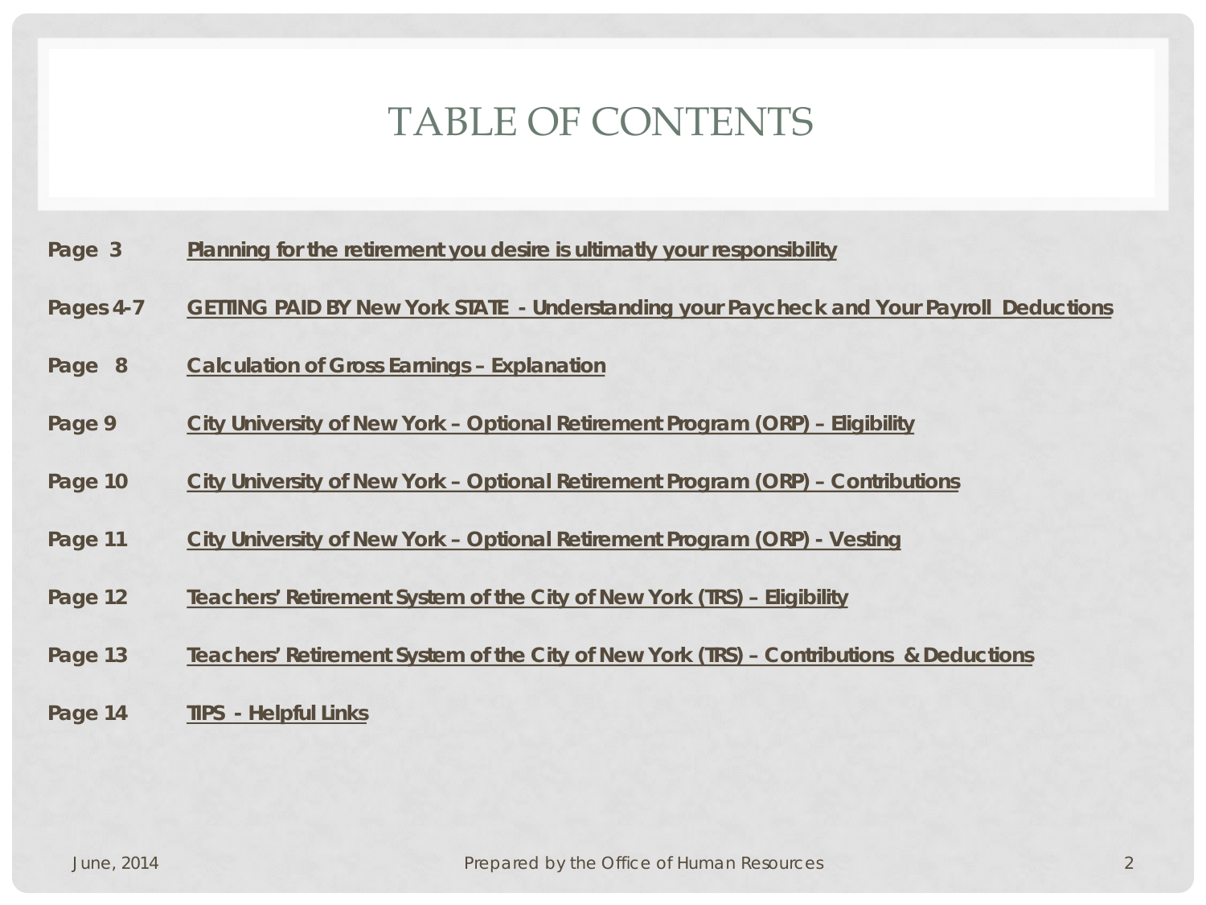# TABLE OF CONTENTS

**Page 3** **Planning for the retirement you desire is ultimatly your responsibility**

**Pages 4-7** **GETTING PAID BY New York STATE - Understanding your Paycheck and Your Payroll Deductions**

**Page 8** **Calculation of Gross Earnings – Explanation**

**Page 9** **City University of New York – Optional Retirement Program (ORP) – Eligibility**

**Page 10** **City University of New York – Optional Retirement Program (ORP) – Contributions**

**Page 11** **City University of New York – Optional Retirement Program (ORP) - Vesting**

**Page 12** **Teachers' Retirement System of the City of New York (TRS) – Eligibility**

**Page 13** **Teachers' Retirement System of the City of New York (TRS) – Contributions & Deductions**

**Page 14** **TIPS - Helpful Links**

June, 2014 Prepared by the Office of Human Resources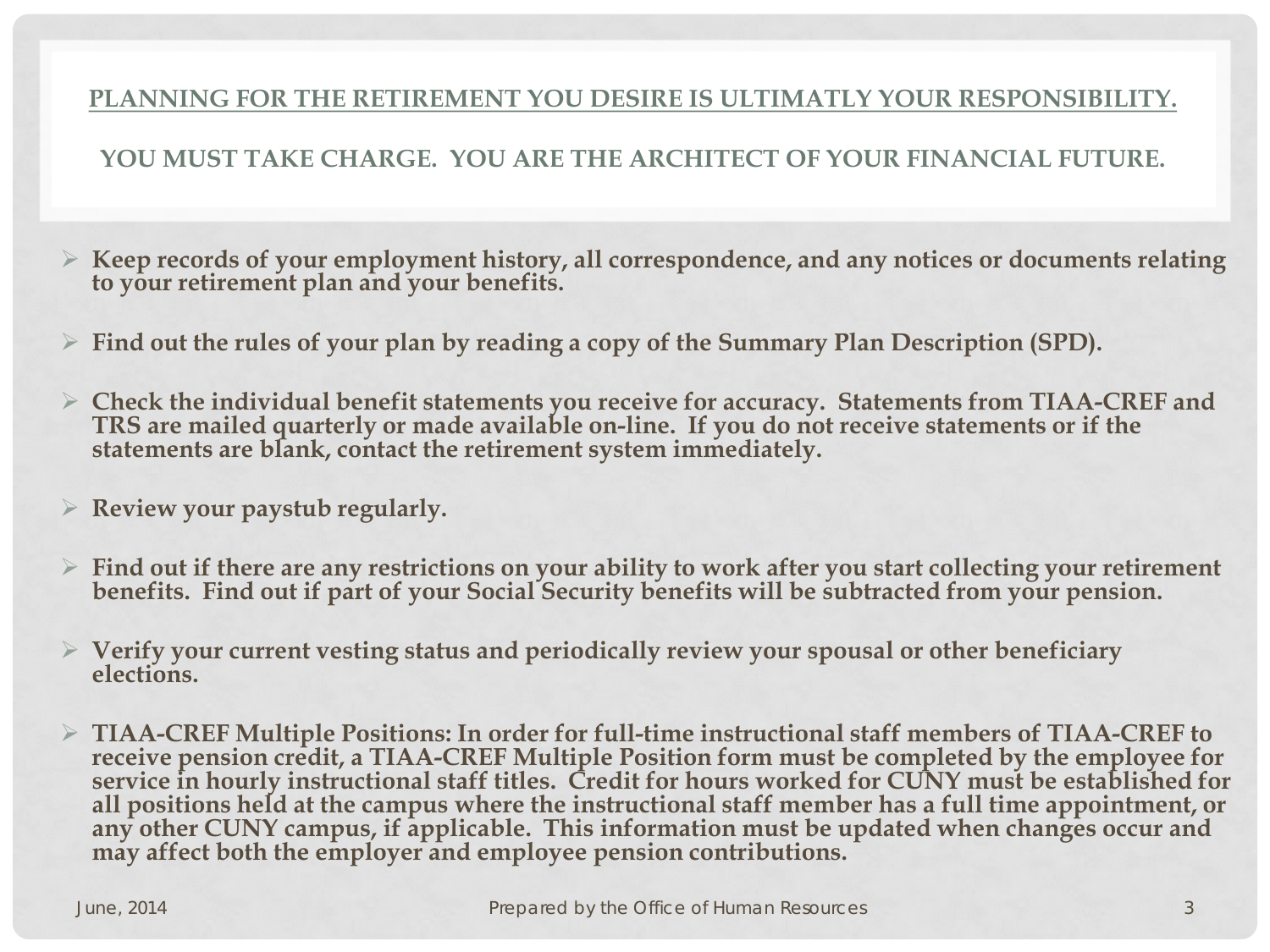## PLANNING FOR THE RETIREMENT YOU DESIRE IS ULTIMATLY YOUR RESPONSIBILITY.

## YOU MUST TAKE CHARGE. YOU ARE THE ARCHITECT OF YOUR FINANCIAL FUTURE.

- **Keep records of your employment history, all correspondence, and any notices or documents relating to your retirement plan and your benefits.**
- **Find out the rules of your plan by reading a copy of the Summary Plan Description (SPD).**
- **Check the individual benefit statements you receive for accuracy. Statements from TIAA-CREF and TRS are mailed quarterly or made available on-line. If you do not receive statements or if the statements are blank, contact the retirement system immediately.**
- **Review your paystub regularly.**
- **Find out if there are any restrictions on your ability to work after you start collecting your retirement benefits. Find out if part of your Social Security benefits will be subtracted from your pension.**
- **Verify your current vesting status and periodically review your spousal or other beneficiary elections.**
- **TIAA-CREF Multiple Positions: In order for full-time instructional staff members of TIAA-CREF to receive pension credit, a TIAA-CREF Multiple Position form must be completed by the employee for service in hourly instructional staff titles. Credit for hours worked for CUNY must be established for all positions held at the campus where the instructional staff member has a full time appointment, or any other CUNY campus, if applicable. This information must be updated when changes occur and may affect both the employer and employee pension contributions.**

June, 2014 — Prepared by the Office of Human Resources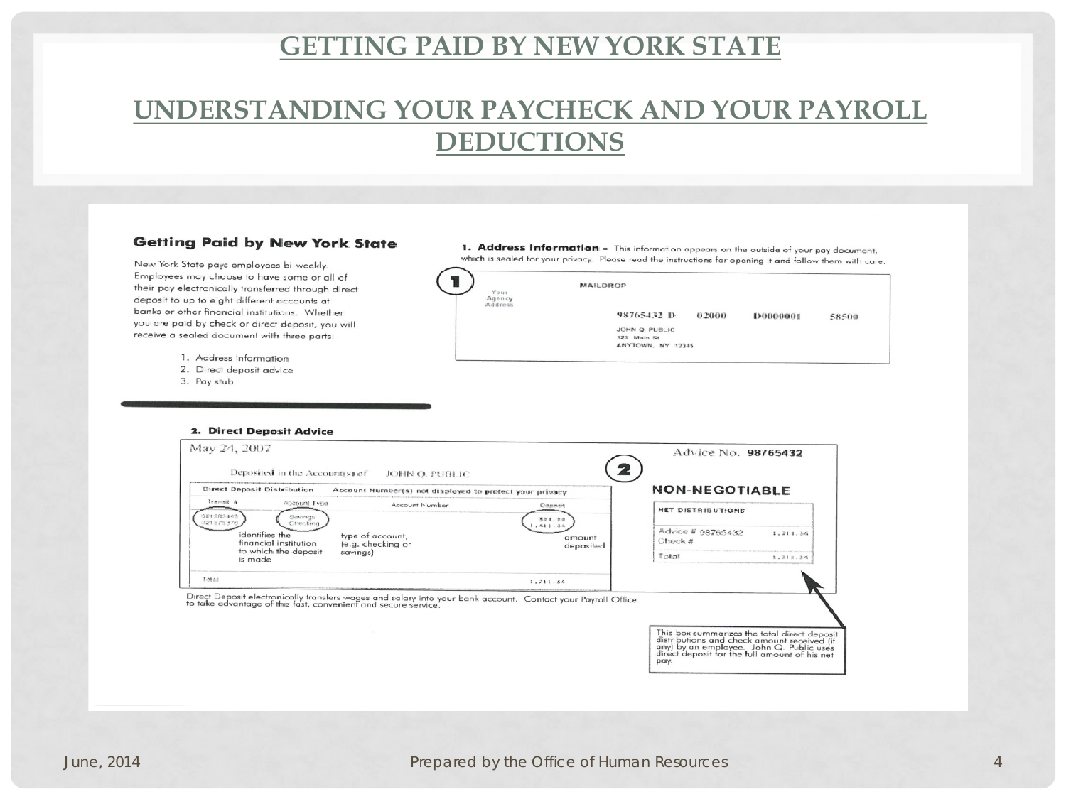# GETTING PAID BY NEW YORK STATE

## UNDERSTANDING YOUR PAYCHECK AND YOUR PAYROLL DEDUCTIONS

### Getting Paid by New York State

New York State pays employees bi-weekly. Employees may choose to have some or all of their pay electronically transferred through direct deposit to up to eight different accounts at banks or other financial institutions. Whether you are paid by check or direct deposit, you will receive a sealed document with three parts:

1. Address information
2. Direct deposit advice
3. Pay stub

**1. Address Information -** This information appears on the outside of your pay document, which is sealed for your privacy. Please read the instructions for opening it and follow them with care.

(1)

Your Agency Address

MAILDROP

98765432 D 02000 D0000001 58500

JOHN Q PUBLIC
123 Main St
ANYTOWN, NY 12345

**2. Direct Deposit Advice**

May 24, 2007

Advice No. **98765432**

(2)

Deposited in the Account(s) of JOHN Q. PUBLIC

**NON-NEGOTIABLE**

**Direct Deposit Distribution** — Account Number(s) not displayed to protect your privacy

| Transit # | Account Type | Account Number | Deposit |
|---|---|---|---|
| 021383462 | Savings | | 500.00 |
| 221375375 | Checking | | 1,411.84 |
| identifies the financial institution to which the deposit is made | type of account, (e.g. checking or savings) | | amount deposited |
| Total | | | 1,211.84 |

| NET DISTRIBUTIONS | |
|---|---|
| Advice # 98765432 | 1,211.84 |
| Check # | |
| Total | 1,211.84 |

This box summarizes the total direct deposit distributions and check amount received (if any) by an employee. John Q. Public uses direct deposit for the full amount of his net pay.

Direct Deposit electronically transfers wages and salary into your bank account. Contact your Payroll Office to take advantage of this fast, convenient and secure service.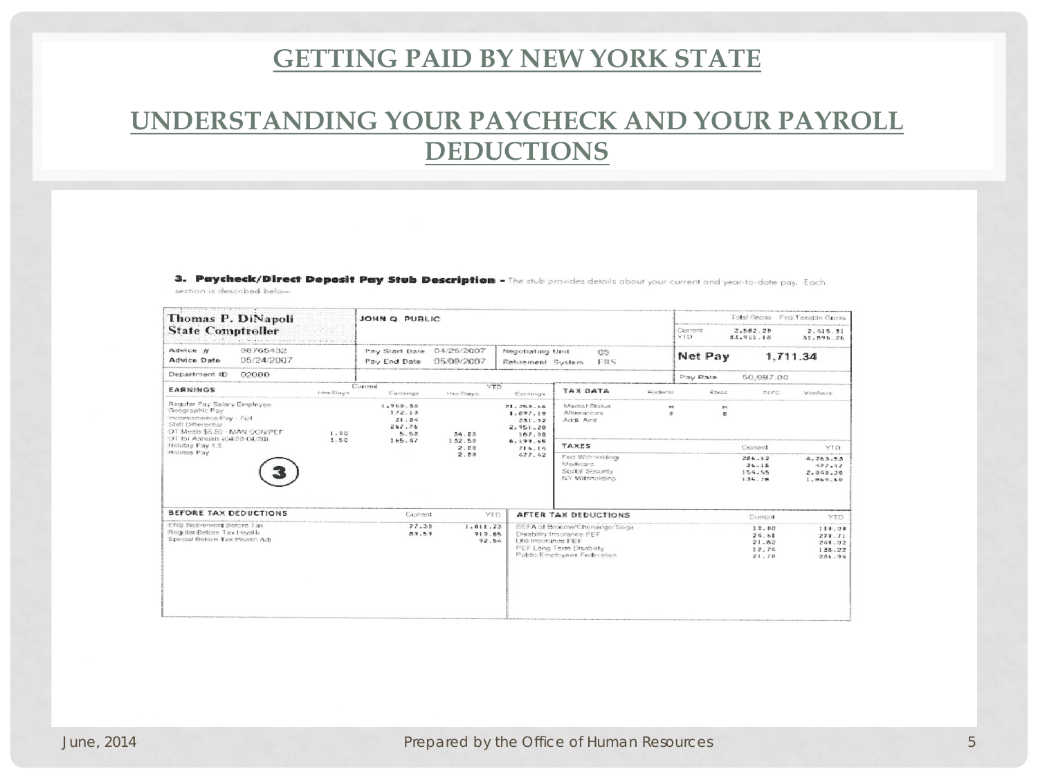# GETTING PAID BY NEW YORK STATE

## UNDERSTANDING YOUR PAYCHECK AND YOUR PAYROLL DEDUCTIONS

**3. Paycheck/Direct Deposit Pay Stub Description –** The stub provides details about your current and year-to-date pay. Each section is described below.

**Thomas P. DiNapoli**
**State Comptroller**

JOHN Q. PUBLIC

| | Total Gross | Fed Taxable Gross |
|---|---|---|
| Current | 2,582.20 | 2,415.31 |
| YTD | 33,911.16 | 31,896.26 |

| | | | | | |
|---|---|---|---|---|---|
| Advice # | 98765432 | Pay Start Date | 04/26/2007 | Negotiating Unit | 05 |
| Advice Date | 05/24/2007 | Pay End Date | 05/09/2007 | Retirement System | ERS |

**Net Pay** 1,711.34

Department ID 02000

Pay Rate 50,987.00

| EARNINGS | Current Hrs/Days | Current Earnings | YTD Hrs/Days | YTD Earnings |
|---|---|---|---|---|
| Regular Pay Salary Employee | | 1,958.50 | | 21,258.66 |
| Geographic Pay | | 172.13 | | 1,897.19 |
| Inconvenience Pay - Full | | 21.04 | | 231.92 |
| Shift Differential | | 267.76 | | 2,951.20 |
| OT Meals $5.50 - MAN CON/PEF | 1.00 | 5.50 | 34.00 | 187.00 |
| OT for Annuals (04/20-04/20) | 3.50 | 165.47 | 132.50 | 6,199.65 |
| Holiday Pay 1.5 | | | 2.00 | 716.14 |
| Holiday Pay | | | 2.00 | 477.42 |

| TAX DATA | Federal | State | NYC | Yonkers |
|---|---|---|---|---|
| Marital Status | M | M | | |
| Allowances | 0 | 0 | | |
| Addl. Amt | | | | |

| TAXES | Current | YTD |
|---|---|---|
| Fed Withholding | 286.62 | 4,263.53 |
| Medicare | 36.18 | 477.12 |
| Social Security | 154.55 | 2,040.30 |
| NY Withholding | 134.78 | 1,869.60 |

| BEFORE TAX DEDUCTIONS | Current | YTD |
|---|---|---|
| ERS Retirement Before Tax | 77.30 | 1,011.73 |
| Regular Before Tax Health | 89.59 | 910.65 |
| Special Before Tax Health Adj | | 92.54 |

| AFTER TAX DEDUCTIONS | Current | YTD |
|---|---|---|
| SEFA of Broome/Chenango/Tioga | 10.00 | 110.00 |
| Disability Insurance PEF | 24.61 | 270.71 |
| Life Insurance PEF | 21.82 | 240.02 |
| PEF Long Term Disability | 12.74 | 138.22 |
| Public Employees Federation | 21.70 | 256.94 |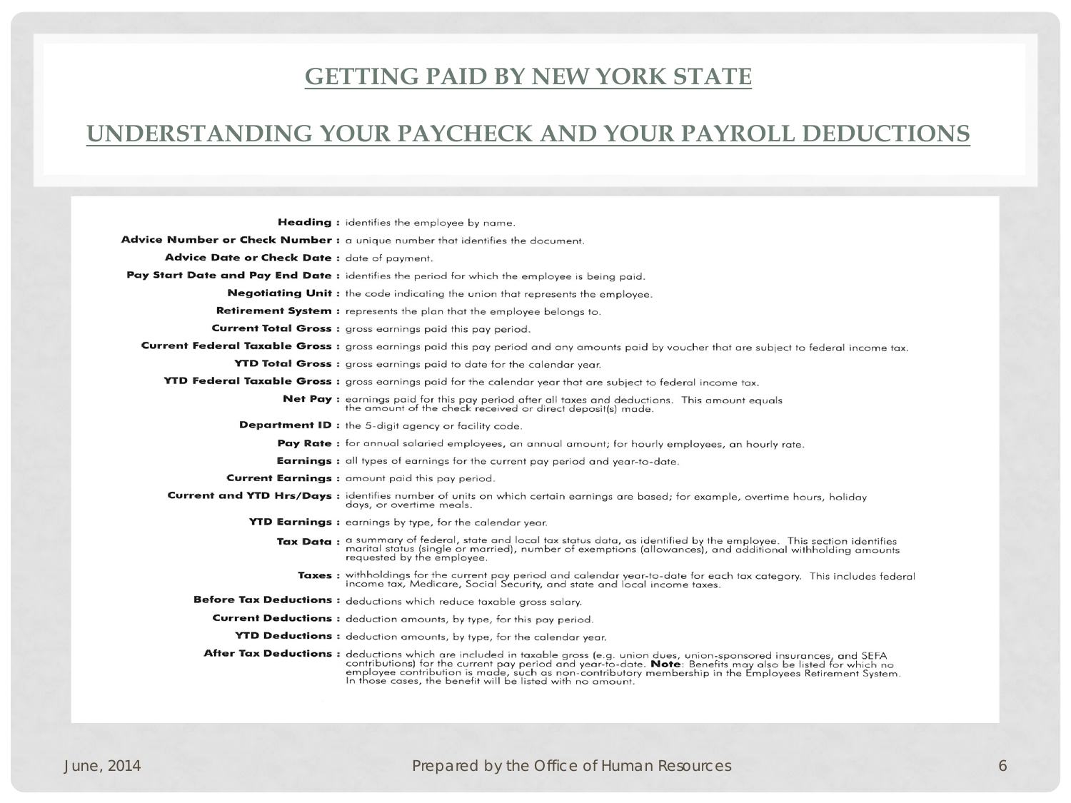# GETTING PAID BY NEW YORK STATE

## UNDERSTANDING YOUR PAYCHECK AND YOUR PAYROLL DEDUCTIONS

**Heading :** identifies the employee by name.

**Advice Number or Check Number :** a unique number that identifies the document.

**Advice Date or Check Date :** date of payment.

**Pay Start Date and Pay End Date :** identifies the period for which the employee is being paid.

**Negotiating Unit :** the code indicating the union that represents the employee.

**Retirement System :** represents the plan that the employee belongs to.

**Current Total Gross :** gross earnings paid this pay period.

**Current Federal Taxable Gross :** gross earnings paid this pay period and any amounts paid by voucher that are subject to federal income tax.

**YTD Total Gross :** gross earnings paid to date for the calendar year.

**YTD Federal Taxable Gross :** gross earnings paid for the calendar year that are subject to federal income tax.

**Net Pay :** earnings paid for this pay period after all taxes and deductions. This amount equals the amount of the check received or direct deposit(s) made.

**Department ID :** the 5-digit agency or facility code.

**Pay Rate :** for annual salaried employees, an annual amount; for hourly employees, an hourly rate.

**Earnings :** all types of earnings for the current pay period and year-to-date.

**Current Earnings :** amount paid this pay period.

**Current and YTD Hrs/Days :** identifies number of units on which certain earnings are based; for example, overtime hours, holiday days, or overtime meals.

**YTD Earnings :** earnings by type, for the calendar year.

**Tax Data :** a summary of federal, state and local tax status data, as identified by the employee. This section identifies marital status (single or married), number of exemptions (allowances), and additional withholding amounts requested by the employee.

**Taxes :** withholdings for the current pay period and calendar year-to-date for each tax category. This includes federal income tax, Medicare, Social Security, and state and local income taxes.

**Before Tax Deductions :** deductions which reduce taxable gross salary.

**Current Deductions :** deduction amounts, by type, for this pay period.

**YTD Deductions :** deduction amounts, by type, for the calendar year.

**After Tax Deductions :** deductions which are included in taxable gross (e.g. union dues, union-sponsored insurances, and SEFA contributions) for the current pay period and year-to-date. **Note**: Benefits may also be listed for which no employee contribution is made, such as non-contributory membership in the Employees Retirement System. In those cases, the benefit will be listed with no amount.

June, 2014 Prepared by the Office of Human Resources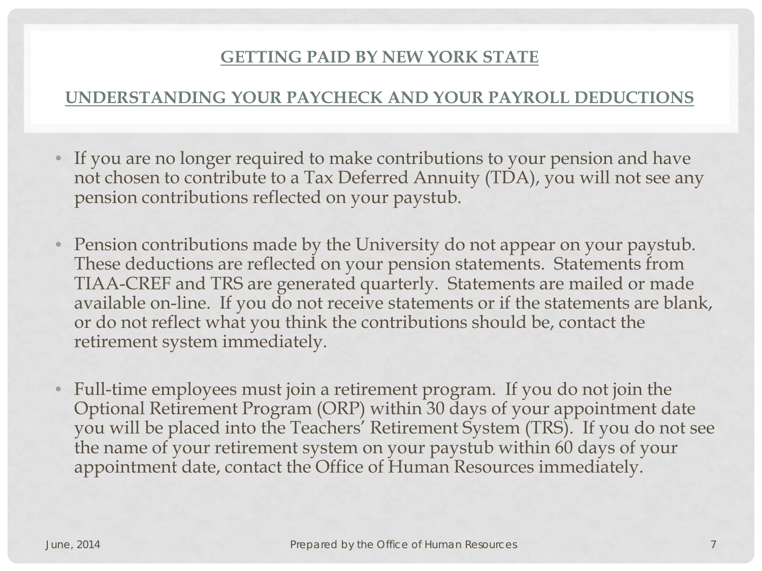## GETTING PAID BY NEW YORK STATE

## UNDERSTANDING YOUR PAYCHECK AND YOUR PAYROLL DEDUCTIONS

- If you are no longer required to make contributions to your pension and have not chosen to contribute to a Tax Deferred Annuity (TDA), you will not see any pension contributions reflected on your paystub.

- Pension contributions made by the University do not appear on your paystub. These deductions are reflected on your pension statements. Statements from TIAA-CREF and TRS are generated quarterly. Statements are mailed or made available on-line. If you do not receive statements or if the statements are blank, or do not reflect what you think the contributions should be, contact the retirement system immediately.

- Full-time employees must join a retirement program. If you do not join the Optional Retirement Program (ORP) within 30 days of your appointment date you will be placed into the Teachers' Retirement System (TRS). If you do not see the name of your retirement system on your paystub within 60 days of your appointment date, contact the Office of Human Resources immediately.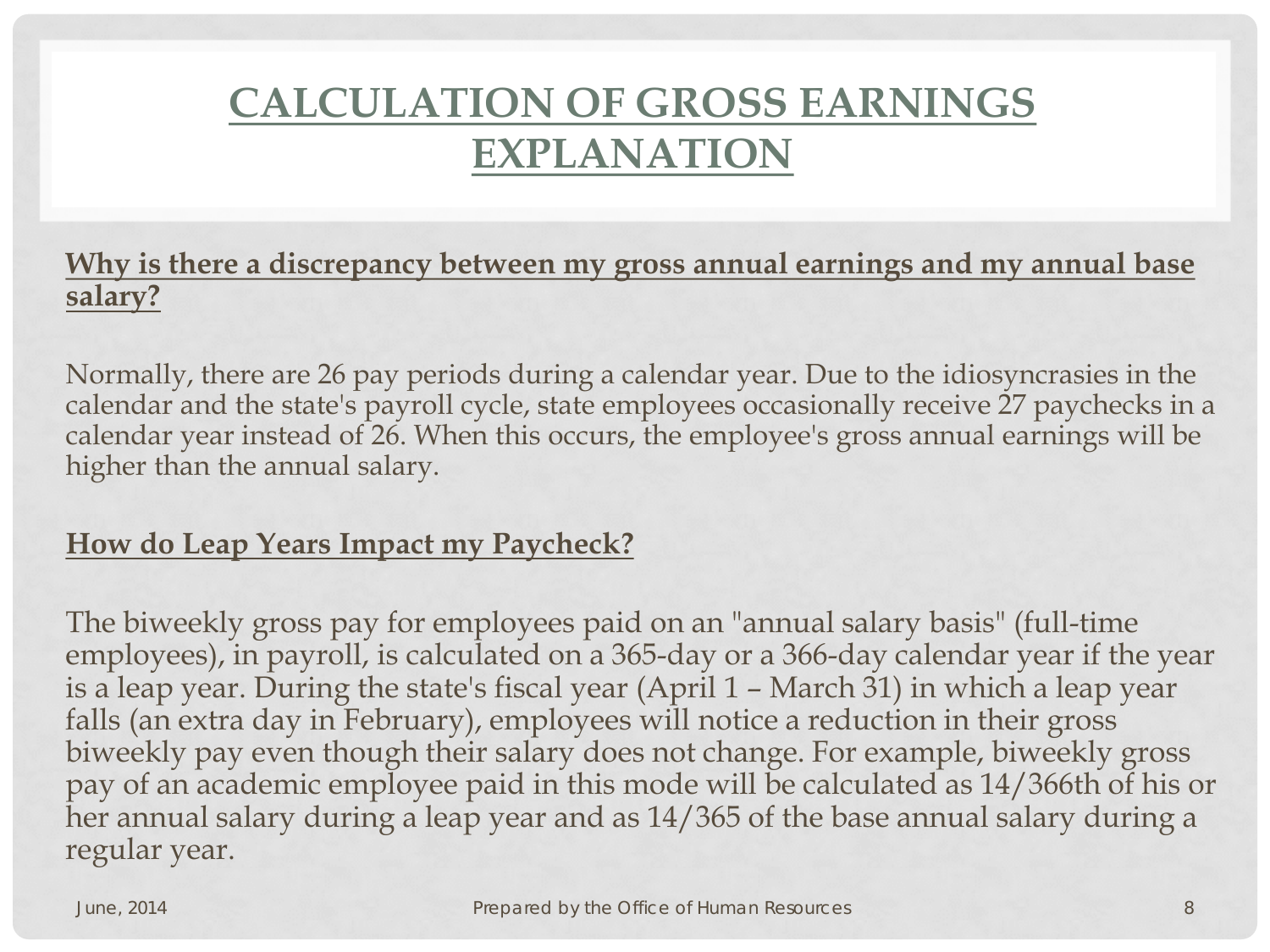# CALCULATION OF GROSS EARNINGS EXPLANATION

**Why is there a discrepancy between my gross annual earnings and my annual base salary?**

Normally, there are 26 pay periods during a calendar year. Due to the idiosyncrasies in the calendar and the state's payroll cycle, state employees occasionally receive 27 paychecks in a calendar year instead of 26. When this occurs, the employee's gross annual earnings will be higher than the annual salary.

**How do Leap Years Impact my Paycheck?**

The biweekly gross pay for employees paid on an "annual salary basis" (full-time employees), in payroll, is calculated on a 365-day or a 366-day calendar year if the year is a leap year. During the state's fiscal year (April 1 – March 31) in which a leap year falls (an extra day in February), employees will notice a reduction in their gross biweekly pay even though their salary does not change. For example, biweekly gross pay of an academic employee paid in this mode will be calculated as 14/366th of his or her annual salary during a leap year and as 14/365 of the base annual salary during a regular year.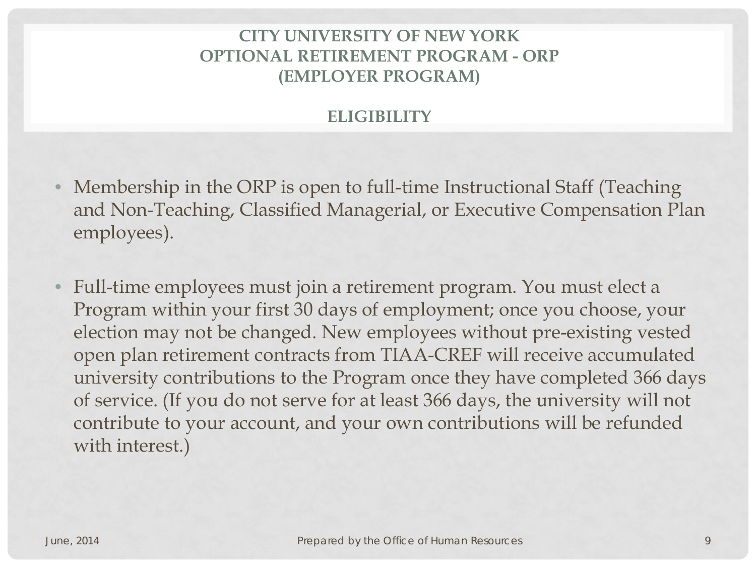# CITY UNIVERSITY OF NEW YORK
# OPTIONAL RETIREMENT PROGRAM - ORP
# (EMPLOYER PROGRAM)

## ELIGIBILITY

- Membership in the ORP is open to full-time Instructional Staff (Teaching and Non-Teaching, Classified Managerial, or Executive Compensation Plan employees).

- Full-time employees must join a retirement program. You must elect a Program within your first 30 days of employment; once you choose, your election may not be changed. New employees without pre-existing vested open plan retirement contracts from TIAA-CREF will receive accumulated university contributions to the Program once they have completed 366 days of service. (If you do not serve for at least 366 days, the university will not contribute to your account, and your own contributions will be refunded with interest.)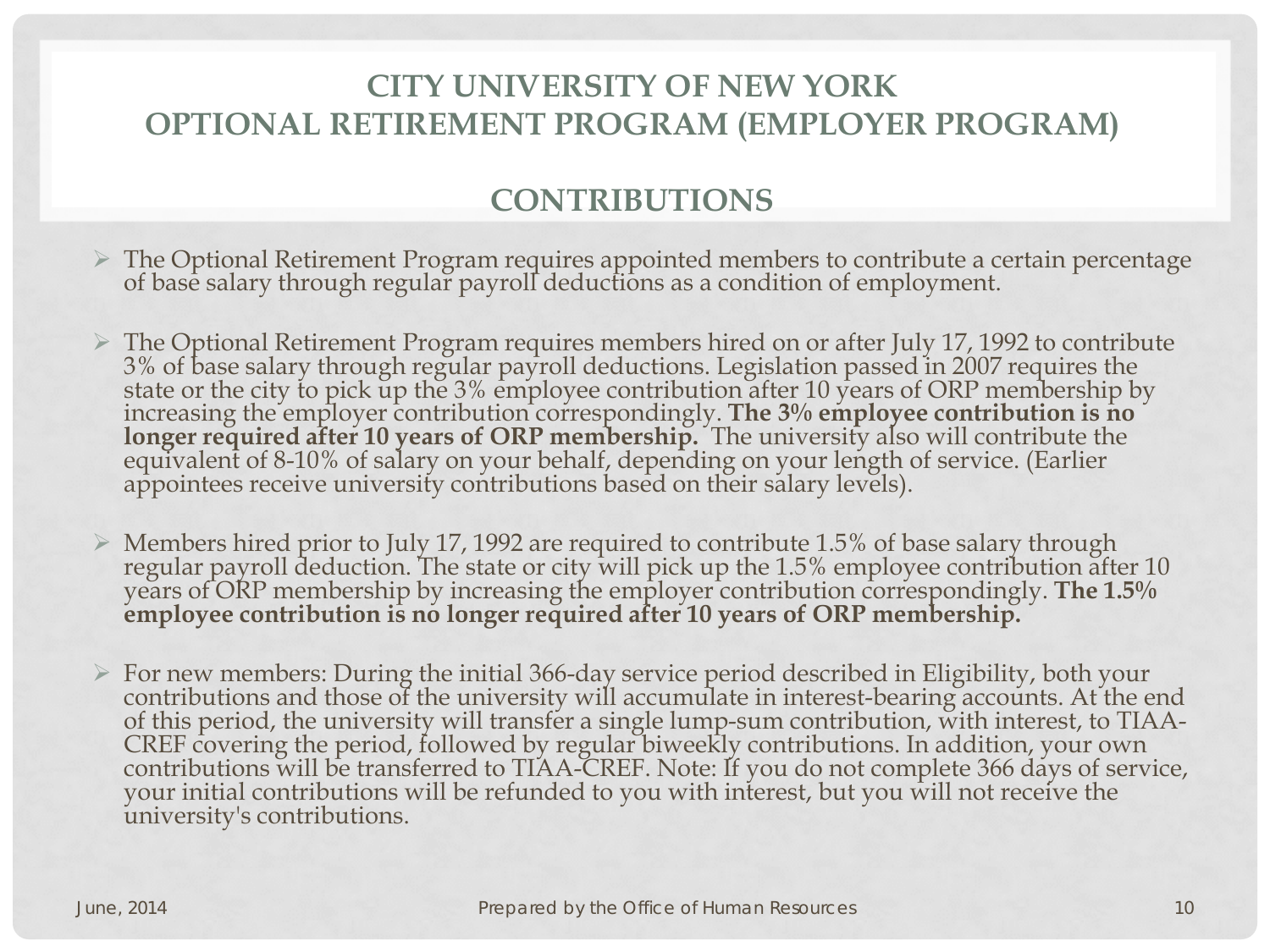# CITY UNIVERSITY OF NEW YORK
# OPTIONAL RETIREMENT PROGRAM (EMPLOYER PROGRAM)

## CONTRIBUTIONS

- The Optional Retirement Program requires appointed members to contribute a certain percentage of base salary through regular payroll deductions as a condition of employment.

- The Optional Retirement Program requires members hired on or after July 17, 1992 to contribute 3% of base salary through regular payroll deductions. Legislation passed in 2007 requires the state or the city to pick up the 3% employee contribution after 10 years of ORP membership by increasing the employer contribution correspondingly. **The 3% employee contribution is no longer required after 10 years of ORP membership.** The university also will contribute the equivalent of 8-10% of salary on your behalf, depending on your length of service. (Earlier appointees receive university contributions based on their salary levels).

- Members hired prior to July 17, 1992 are required to contribute 1.5% of base salary through regular payroll deduction. The state or city will pick up the 1.5% employee contribution after 10 years of ORP membership by increasing the employer contribution correspondingly. **The 1.5% employee contribution is no longer required after 10 years of ORP membership.**

- For new members: During the initial 366-day service period described in Eligibility, both your contributions and those of the university will accumulate in interest-bearing accounts. At the end of this period, the university will transfer a single lump-sum contribution, with interest, to TIAA-CREF covering the period, followed by regular biweekly contributions. In addition, your own contributions will be transferred to TIAA-CREF. Note: If you do not complete 366 days of service, your initial contributions will be refunded to you with interest, but you will not receive the university's contributions.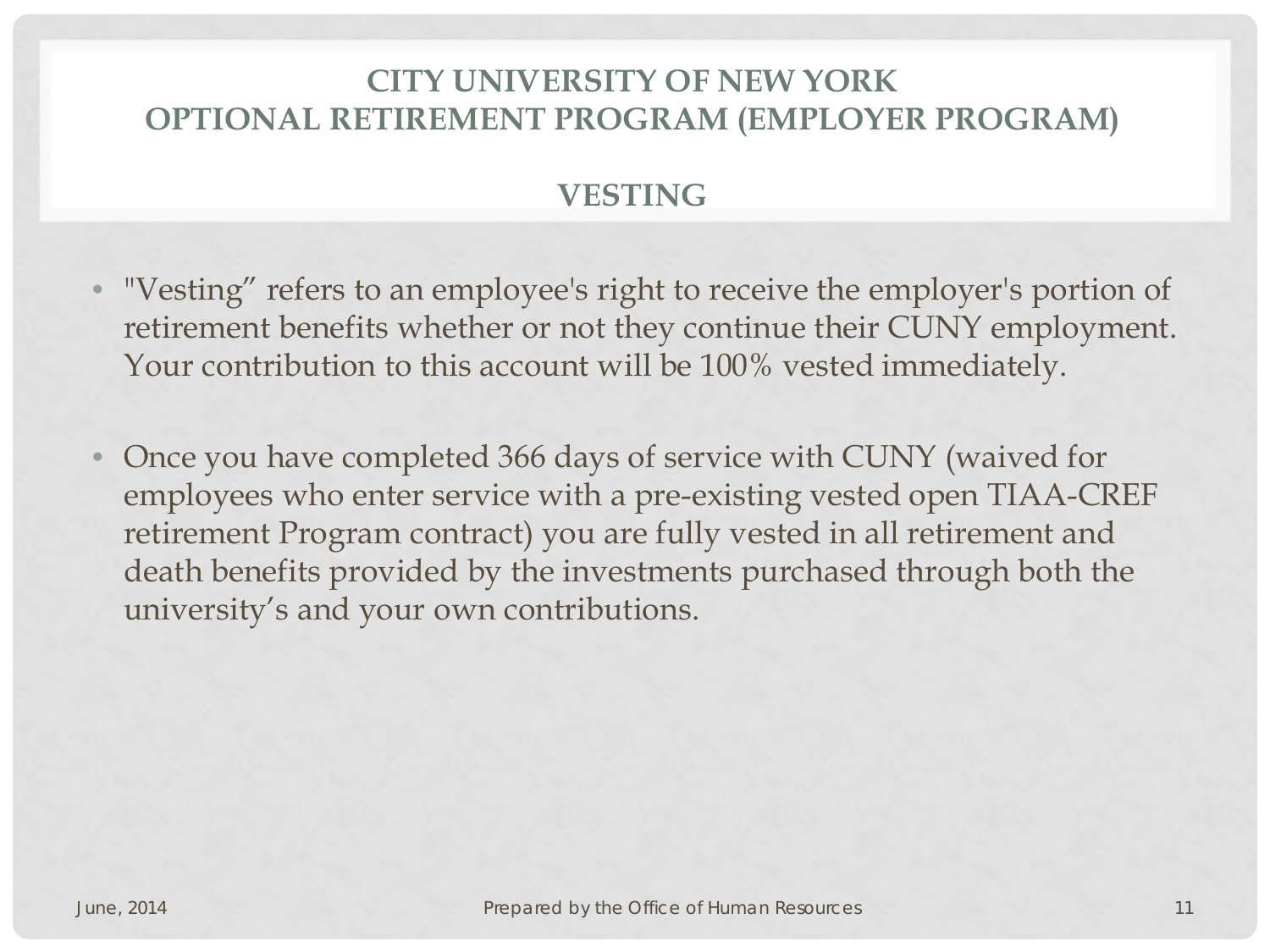# CITY UNIVERSITY OF NEW YORK
# OPTIONAL RETIREMENT PROGRAM (EMPLOYER PROGRAM)

## VESTING

- "Vesting" refers to an employee's right to receive the employer's portion of retirement benefits whether or not they continue their CUNY employment. Your contribution to this account will be 100% vested immediately.

- Once you have completed 366 days of service with CUNY (waived for employees who enter service with a pre-existing vested open TIAA-CREF retirement Program contract) you are fully vested in all retirement and death benefits provided by the investments purchased through both the university's and your own contributions.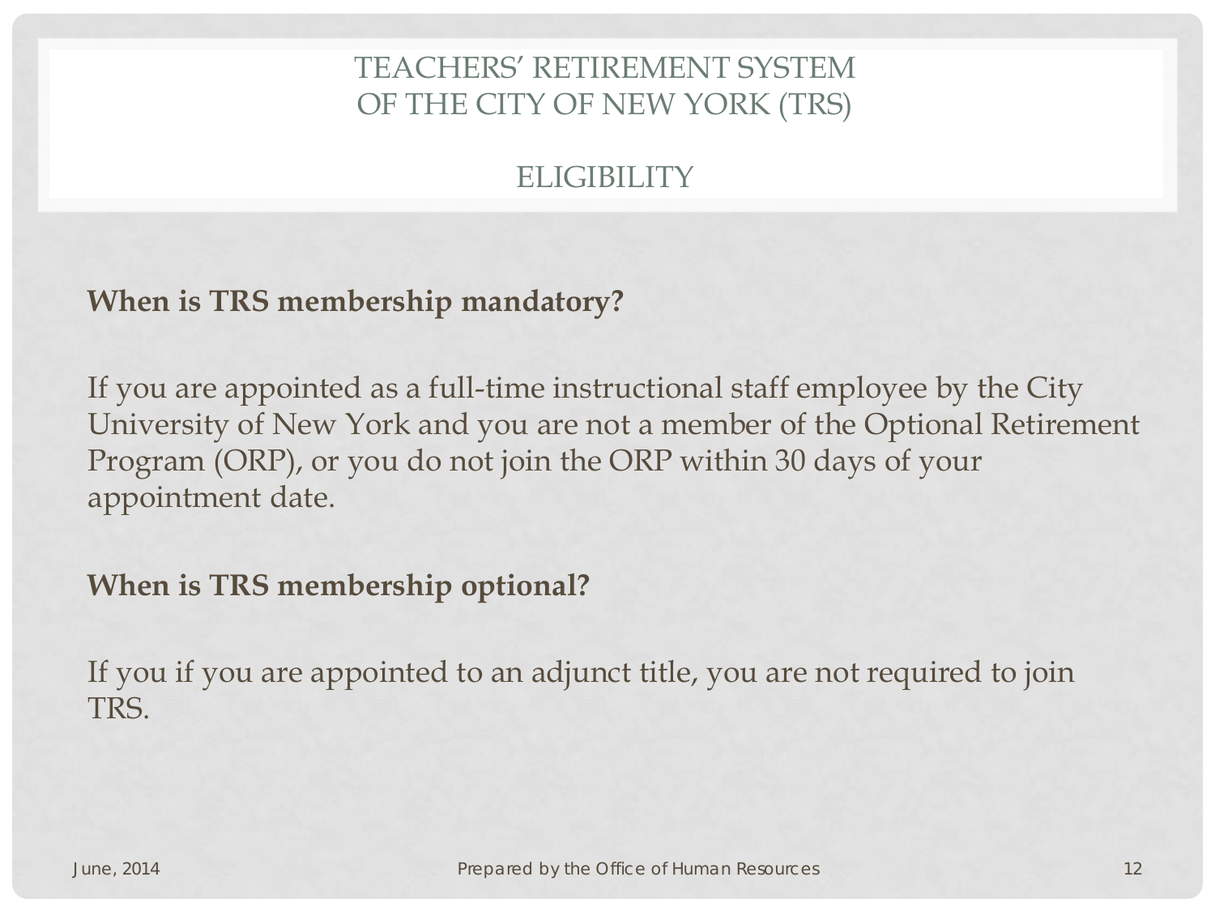# TEACHERS' RETIREMENT SYSTEM OF THE CITY OF NEW YORK (TRS)

## ELIGIBILITY

**When is TRS membership mandatory?**

If you are appointed as a full-time instructional staff employee by the City University of New York and you are not a member of the Optional Retirement Program (ORP), or you do not join the ORP within 30 days of your appointment date.

**When is TRS membership optional?**

If you if you are appointed to an adjunct title, you are not required to join TRS.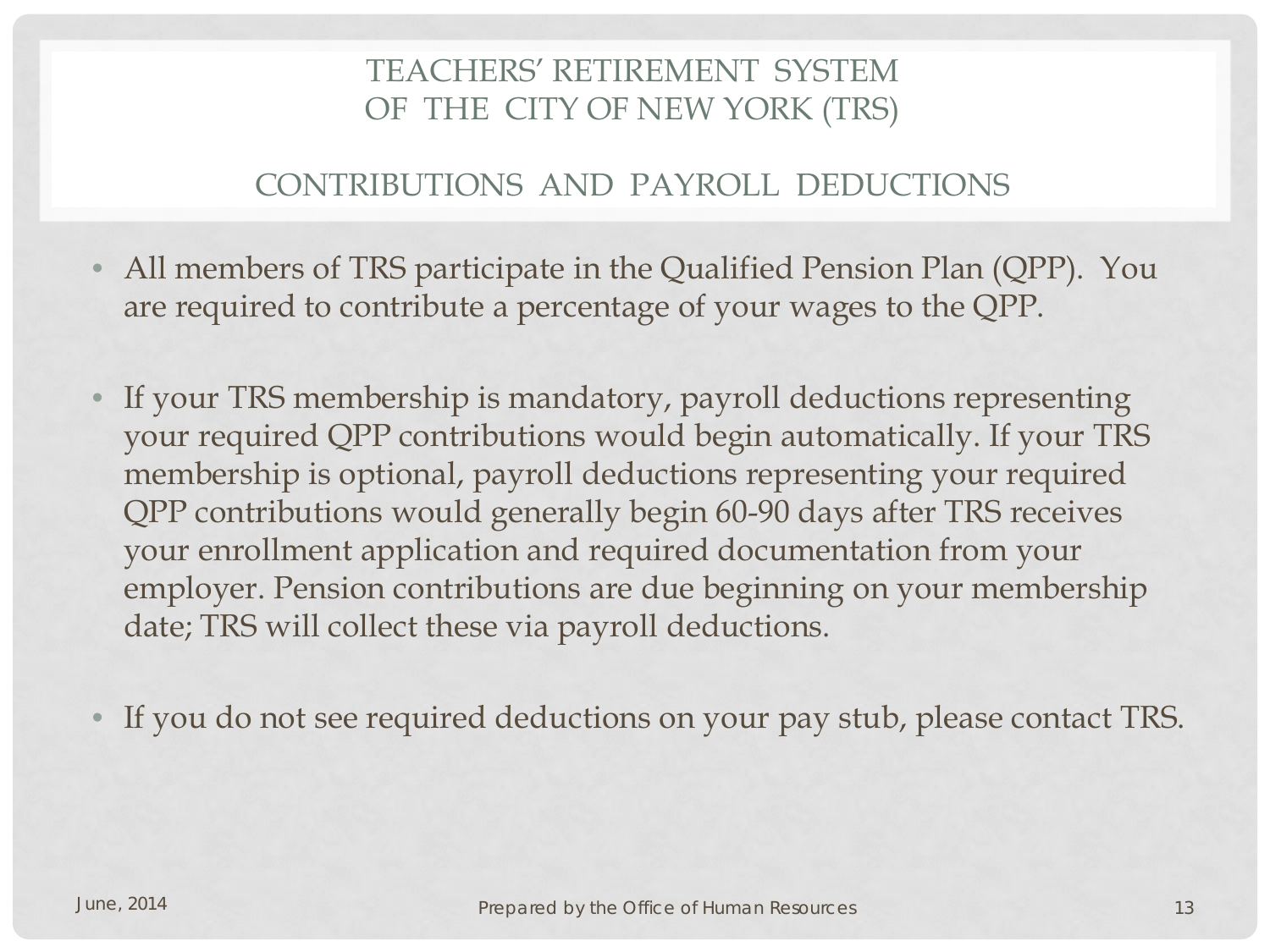# TEACHERS' RETIREMENT SYSTEM OF THE CITY OF NEW YORK (TRS)

## CONTRIBUTIONS AND PAYROLL DEDUCTIONS

- All members of TRS participate in the Qualified Pension Plan (QPP). You are required to contribute a percentage of your wages to the QPP.
- If your TRS membership is mandatory, payroll deductions representing your required QPP contributions would begin automatically. If your TRS membership is optional, payroll deductions representing your required QPP contributions would generally begin 60-90 days after TRS receives your enrollment application and required documentation from your employer. Pension contributions are due beginning on your membership date; TRS will collect these via payroll deductions.
- If you do not see required deductions on your pay stub, please contact TRS.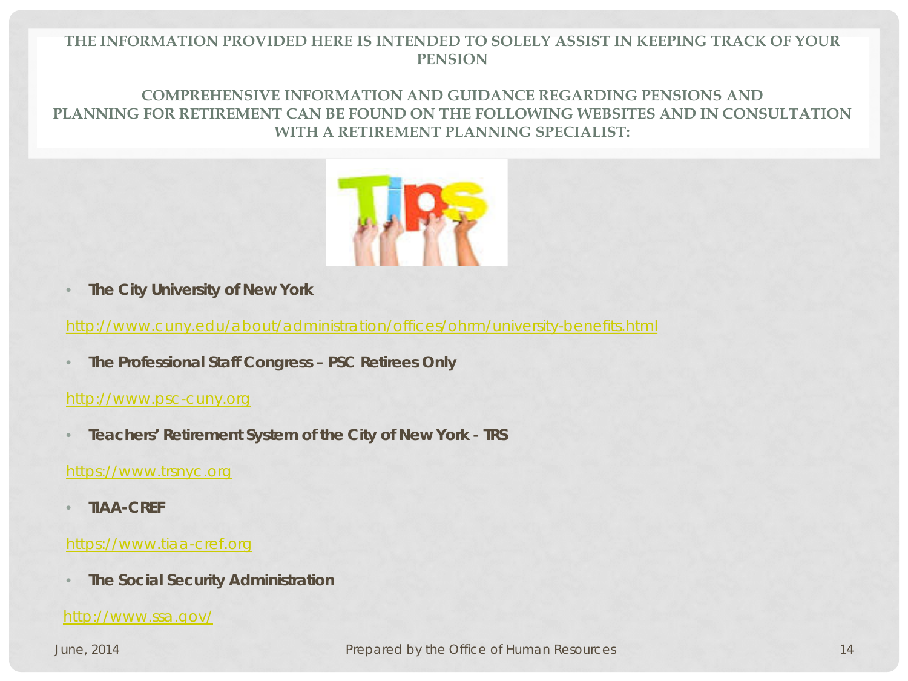THE INFORMATION PROVIDED HERE IS INTENDED TO SOLELY ASSIST IN KEEPING TRACK OF YOUR PENSION

COMPREHENSIVE INFORMATION AND GUIDANCE REGARDING PENSIONS AND PLANNING FOR RETIREMENT CAN BE FOUND ON THE FOLLOWING WEBSITES AND IN CONSULTATION WITH A RETIREMENT PLANNING SPECIALIST:

- **The City University of New York**

http://www.cuny.edu/about/administration/offices/ohrm/university-benefits.html

- **The Professional Staff Congress – PSC Retirees Only**

http://www.psc-cuny.org

- **Teachers' Retirement System of the City of New York - TRS**

https://www.trsnyc.org

- **TIAA-CREF**

https://www.tiaa-cref.org

- **The Social Security Administration**

http://www.ssa.gov/

June, 2014 Prepared by the Office of Human Resources